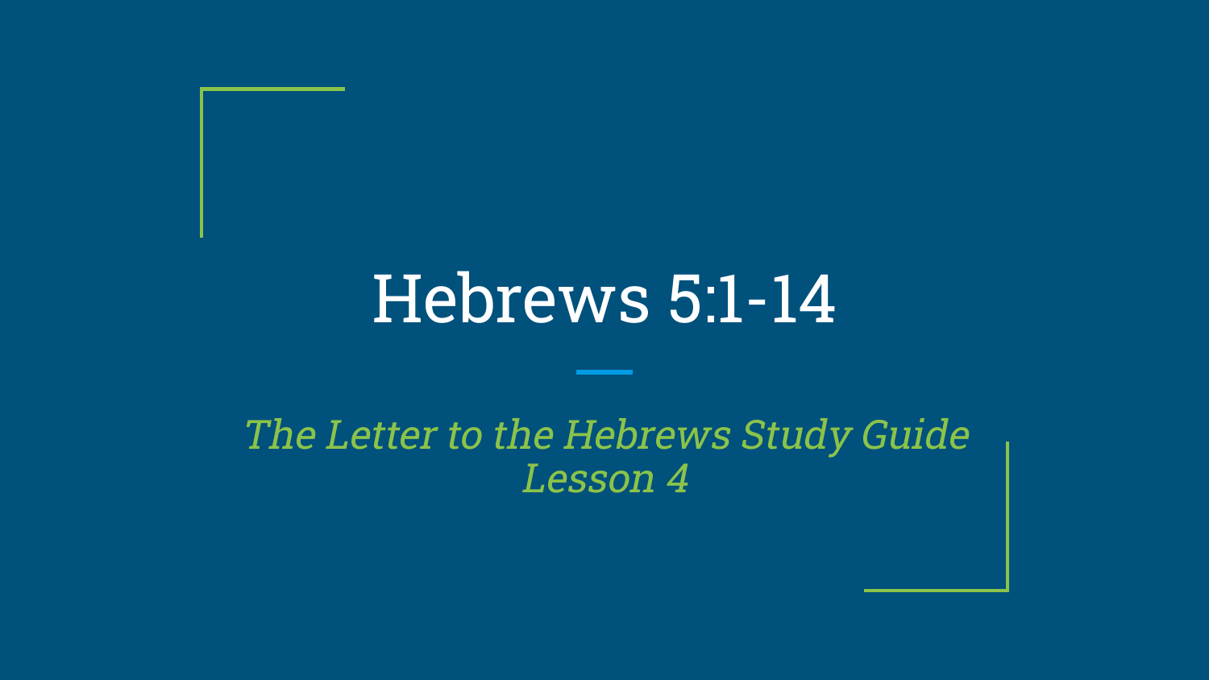# Hebrews 5:1-14

*The Letter to the Hebrews Study Guide*
*Lesson 4*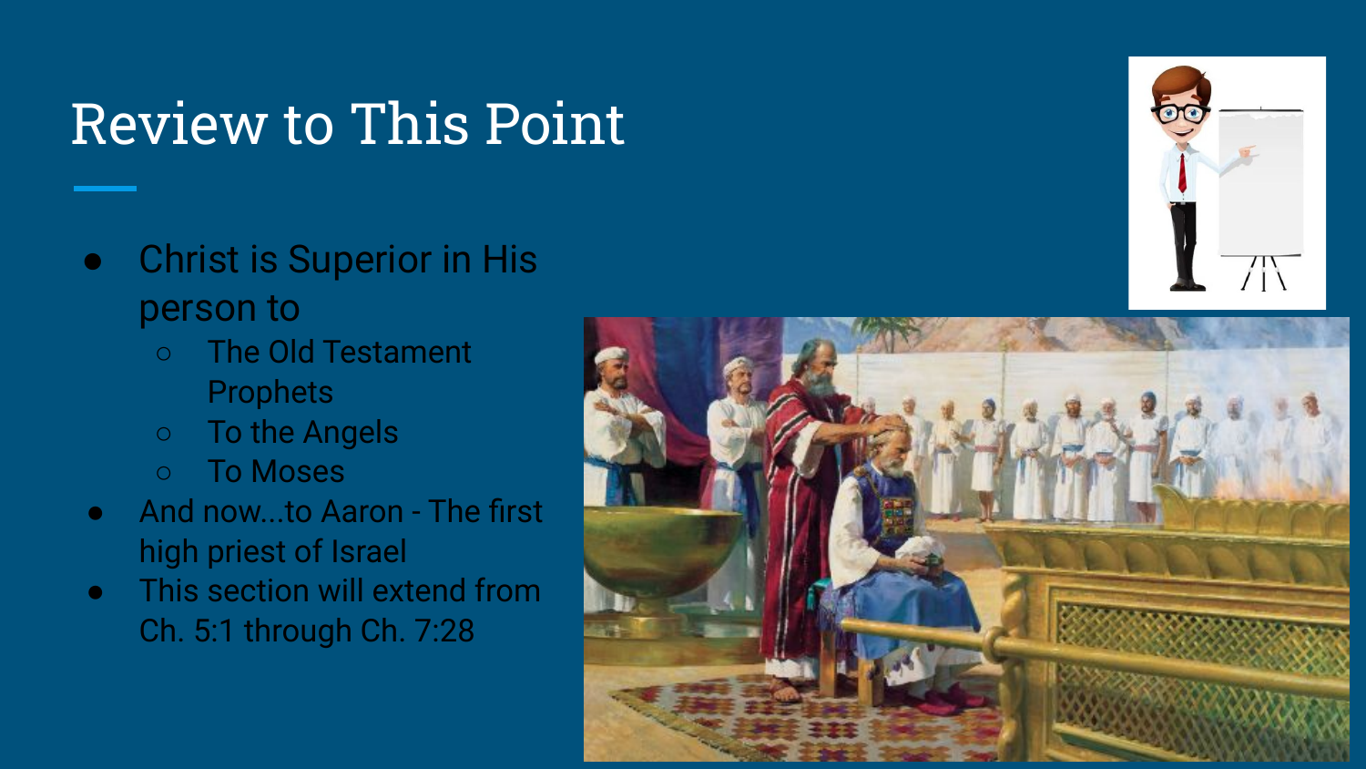# Review to This Point

- Christ is Superior in His person to
  - The Old Testament Prophets
  - To the Angels
  - To Moses
- And now...to Aaron - The first high priest of Israel
- This section will extend from Ch. 5:1 through Ch. 7:28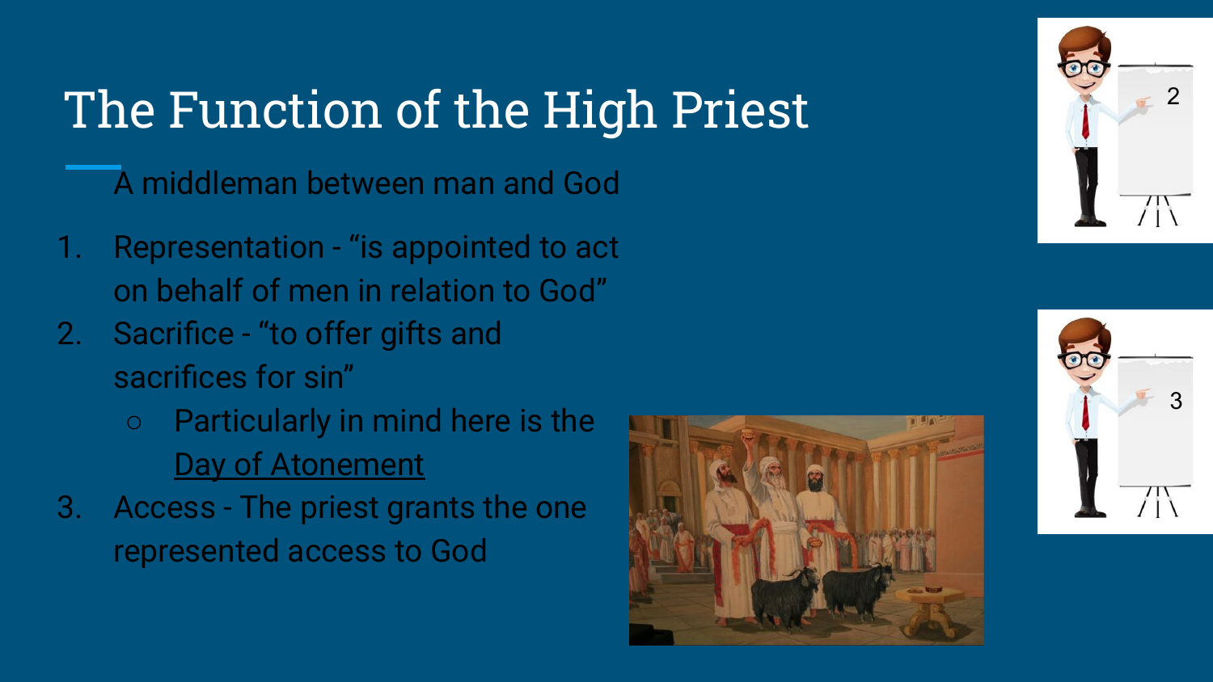# The Function of the High Priest

A middleman between man and God

1. Representation - “is appointed to act on behalf of men in relation to God”
2. Sacrifice - “to offer gifts and sacrifices for sin”
   - Particularly in mind here is the Day of Atonement
3. Access - The priest grants the one represented access to God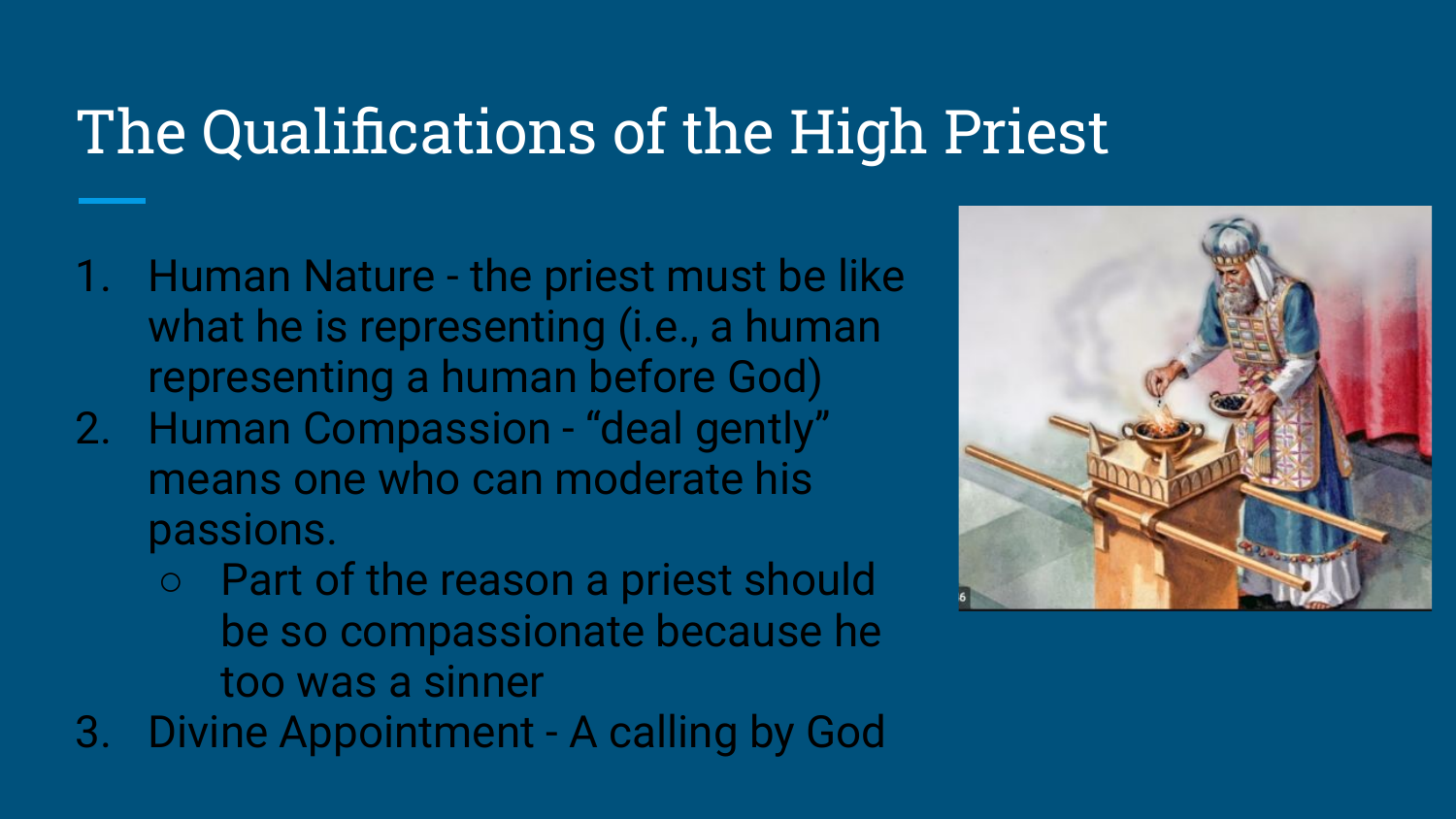# The Qualifications of the High Priest

1. Human Nature - the priest must be like what he is representing (i.e., a human representing a human before God)
2. Human Compassion - “deal gently” means one who can moderate his passions.
   - Part of the reason a priest should be so compassionate because he too was a sinner
3. Divine Appointment - A calling by God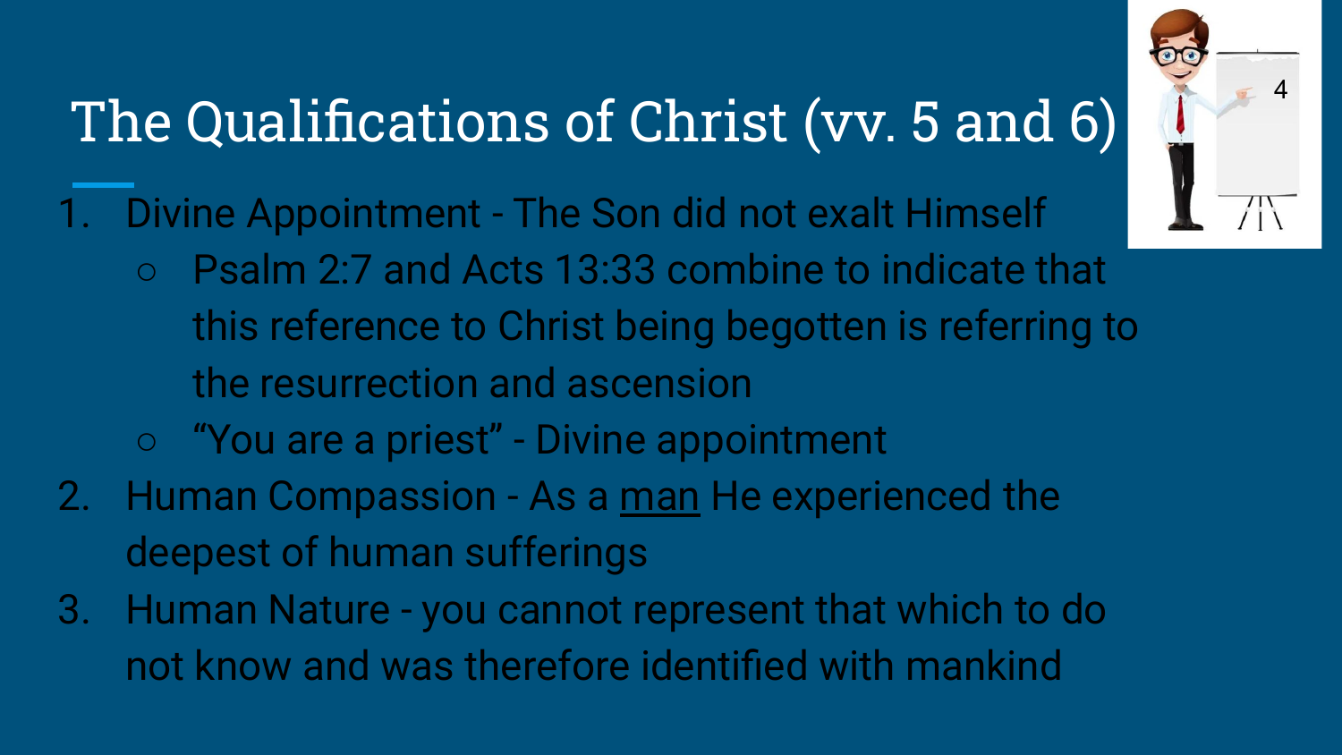# The Qualifications of Christ (vv. 5 and 6)

1. Divine Appointment - The Son did not exalt Himself
   - Psalm 2:7 and Acts 13:33 combine to indicate that this reference to Christ being begotten is referring to the resurrection and ascension
   - “You are a priest” - Divine appointment
2. Human Compassion - As a <u>man</u> He experienced the deepest of human sufferings
3. Human Nature - you cannot represent that which to do not know and was therefore identified with mankind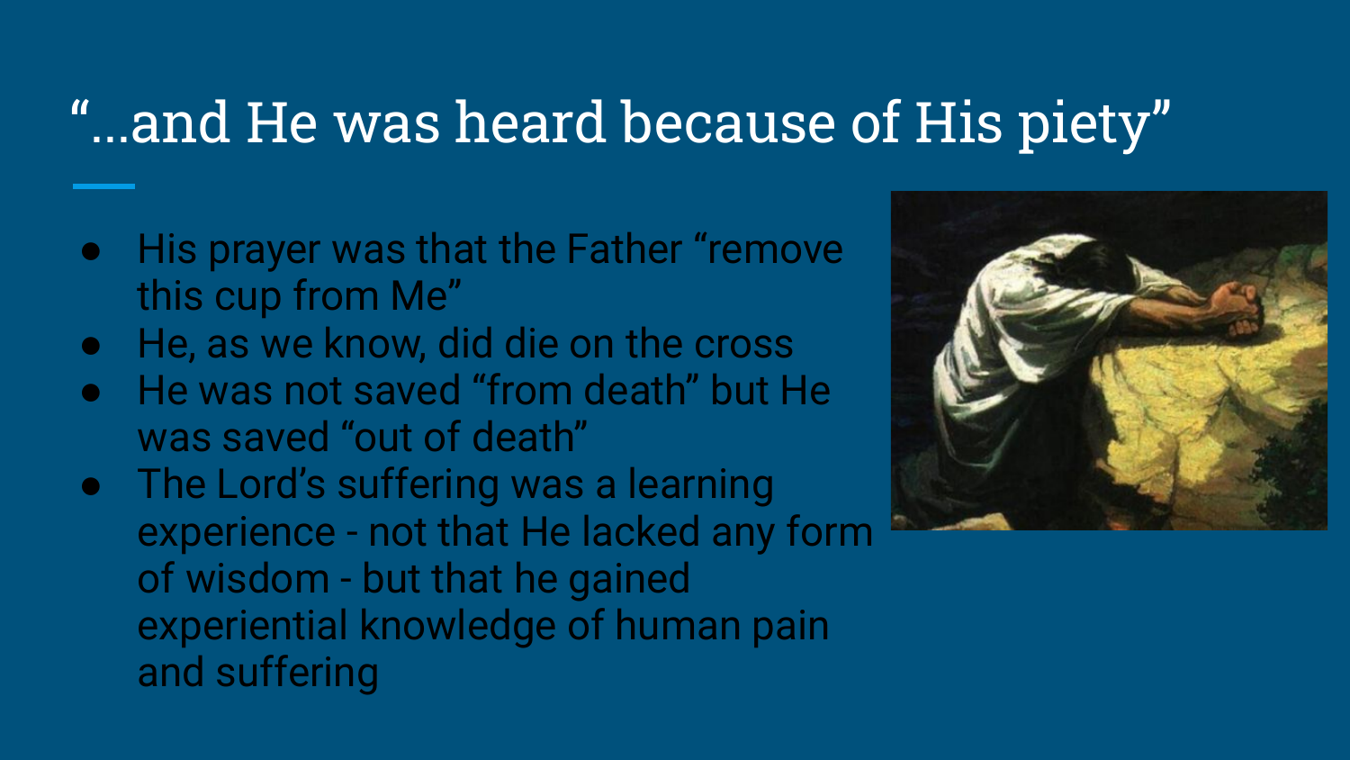# "...and He was heard because of His piety"

- His prayer was that the Father "remove this cup from Me"
- He, as we know, did die on the cross
- He was not saved "from death" but He was saved "out of death"
- The Lord's suffering was a learning experience - not that He lacked any form of wisdom - but that he gained experiential knowledge of human pain and suffering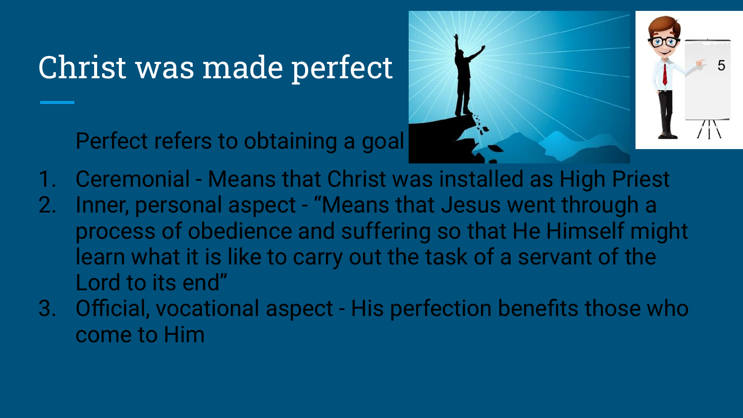# Christ was made perfect

Perfect refers to obtaining a goal

1. Ceremonial - Means that Christ was installed as High Priest
2. Inner, personal aspect - “Means that Jesus went through a process of obedience and suffering so that He Himself might learn what it is like to carry out the task of a servant of the Lord to its end”
3. Official, vocational aspect - His perfection benefits those who come to Him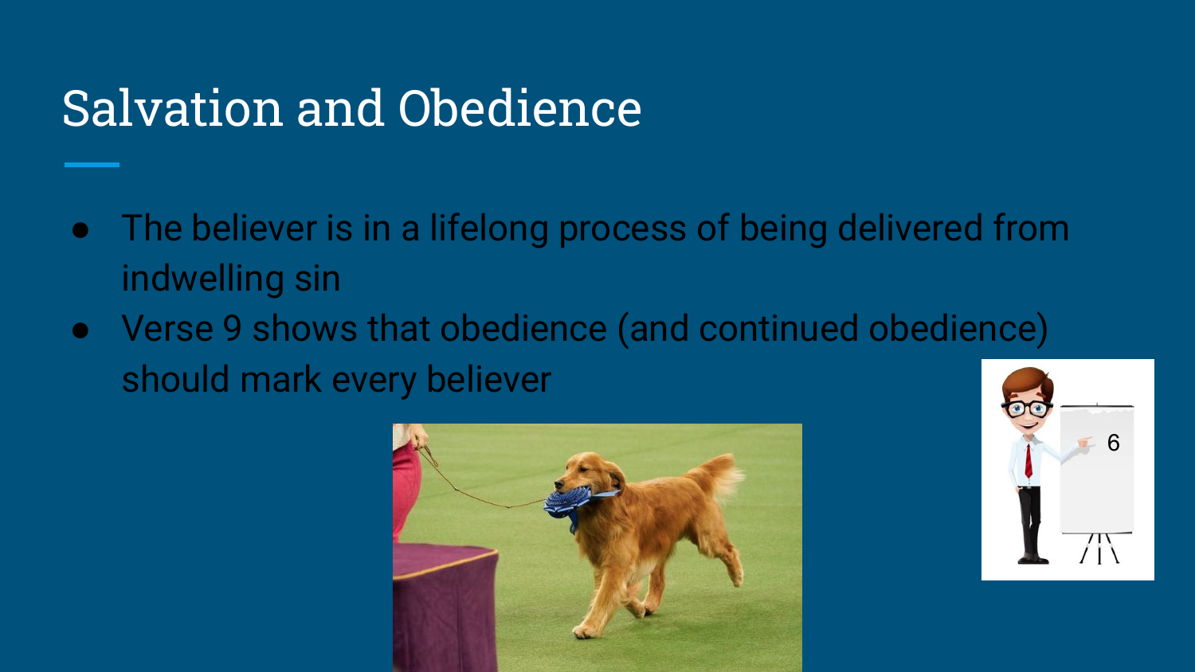# Salvation and Obedience

- The believer is in a lifelong process of being delivered from indwelling sin
- Verse 9 shows that obedience (and continued obedience) should mark every believer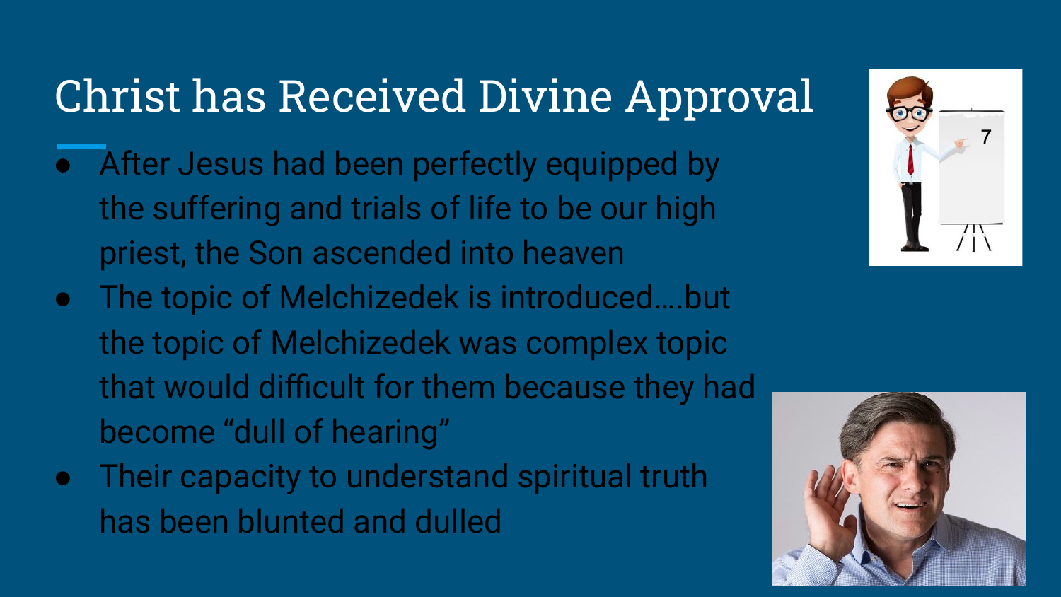# Christ has Received Divine Approval

- After Jesus had been perfectly equipped by the suffering and trials of life to be our high priest, the Son ascended into heaven
- The topic of Melchizedek is introduced….but the topic of Melchizedek was complex topic that would difficult for them because they had become “dull of hearing”
- Their capacity to understand spiritual truth has been blunted and dulled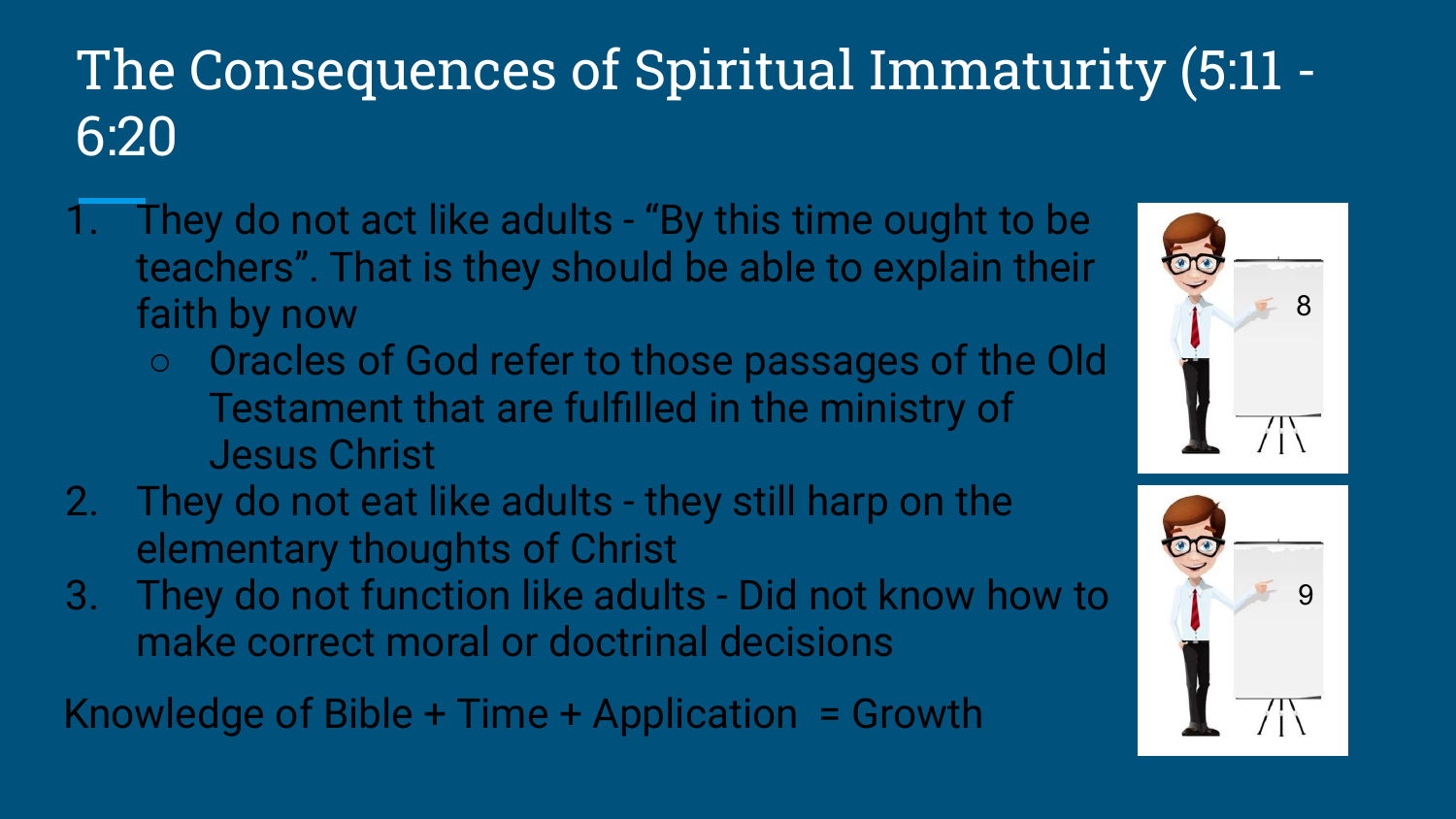# The Consequences of Spiritual Immaturity (5:11 - 6:20

1. They do not act like adults - “By this time ought to be teachers”. That is they should be able to explain their faith by now
   - Oracles of God refer to those passages of the Old Testament that are fulfilled in the ministry of Jesus Christ
2. They do not eat like adults - they still harp on the elementary thoughts of Christ
3. They do not function like adults - Did not know how to make correct moral or doctrinal decisions

Knowledge of Bible + Time + Application = Growth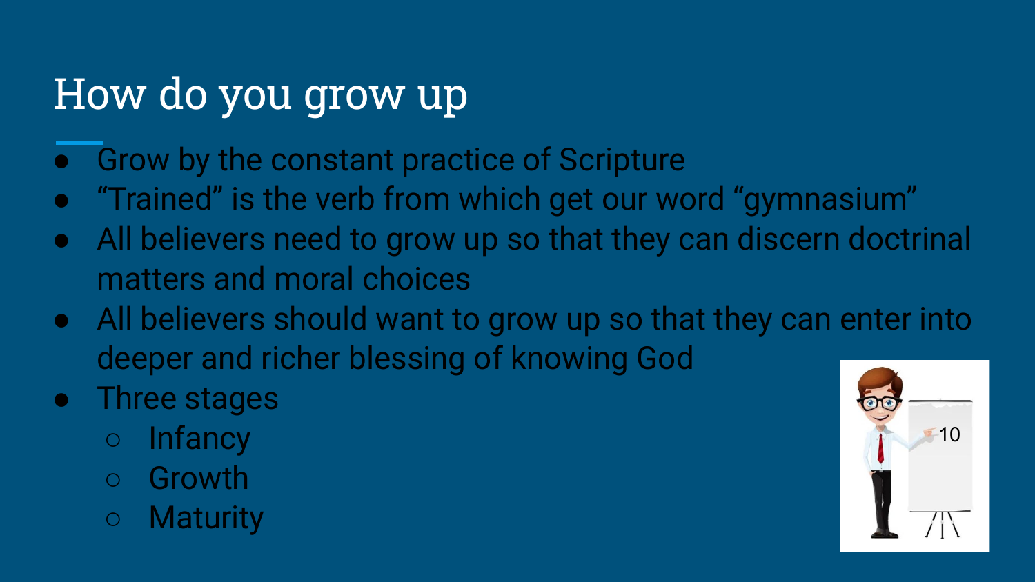# How do you grow up

- Grow by the constant practice of Scripture
- "Trained" is the verb from which get our word "gymnasium"
- All believers need to grow up so that they can discern doctrinal matters and moral choices
- All believers should want to grow up so that they can enter into deeper and richer blessing of knowing God
- Three stages
  - Infancy
  - Growth
  - Maturity